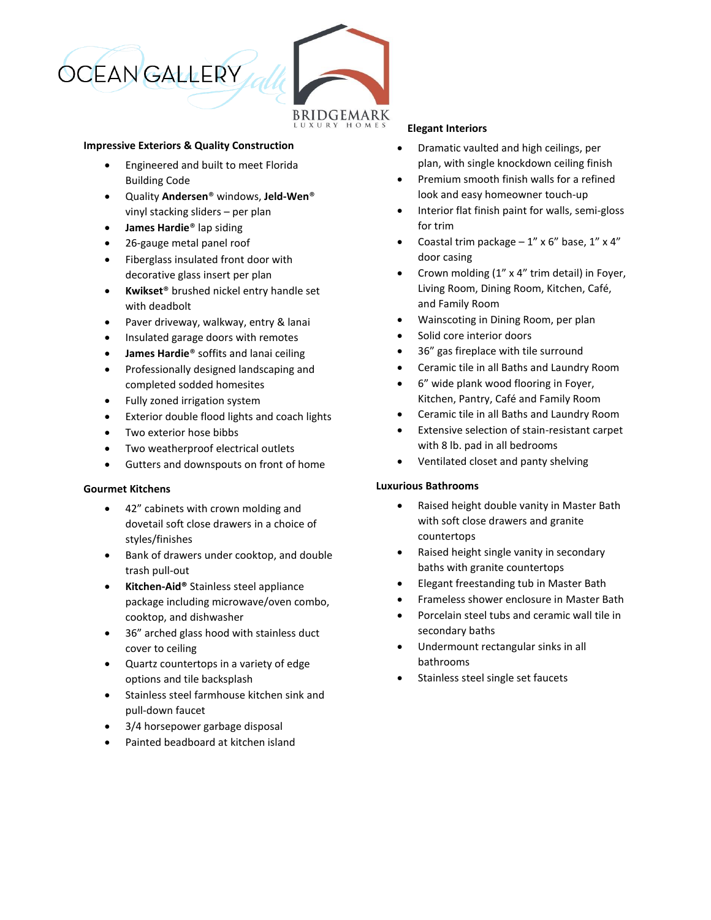OCEAN GALLERY

BRIDGEMARK
LUXURY HOMES

**Impressive Exteriors & Quality Construction**

- Engineered and built to meet Florida Building Code
- Quality **Andersen**® windows, **Jeld-Wen**® vinyl stacking sliders – per plan
- **James Hardie**® lap siding
- 26-gauge metal panel roof
- Fiberglass insulated front door with decorative glass insert per plan
- **Kwikset**® brushed nickel entry handle set with deadbolt
- Paver driveway, walkway, entry & lanai
- Insulated garage doors with remotes
- **James Hardie**® soffits and lanai ceiling
- Professionally designed landscaping and completed sodded homesites
- Fully zoned irrigation system
- Exterior double flood lights and coach lights
- Two exterior hose bibbs
- Two weatherproof electrical outlets
- Gutters and downspouts on front of home

**Gourmet Kitchens**

- 42" cabinets with crown molding and dovetail soft close drawers in a choice of styles/finishes
- Bank of drawers under cooktop, and double trash pull-out
- **Kitchen-Aid®** Stainless steel appliance package including microwave/oven combo, cooktop, and dishwasher
- 36" arched glass hood with stainless duct cover to ceiling
- Quartz countertops in a variety of edge options and tile backsplash
- Stainless steel farmhouse kitchen sink and pull-down faucet
- 3/4 horsepower garbage disposal
- Painted beadboard at kitchen island

**Elegant Interiors**

- Dramatic vaulted and high ceilings, per plan, with single knockdown ceiling finish
- Premium smooth finish walls for a refined look and easy homeowner touch-up
- Interior flat finish paint for walls, semi-gloss for trim
- Coastal trim package – 1" x 6" base, 1" x 4" door casing
- Crown molding (1" x 4" trim detail) in Foyer, Living Room, Dining Room, Kitchen, Café, and Family Room
- Wainscoting in Dining Room, per plan
- Solid core interior doors
- 36" gas fireplace with tile surround
- Ceramic tile in all Baths and Laundry Room
- 6" wide plank wood flooring in Foyer, Kitchen, Pantry, Café and Family Room
- Ceramic tile in all Baths and Laundry Room
- Extensive selection of stain-resistant carpet with 8 lb. pad in all bedrooms
- Ventilated closet and panty shelving

**Luxurious Bathrooms**

- Raised height double vanity in Master Bath with soft close drawers and granite countertops
- Raised height single vanity in secondary baths with granite countertops
- Elegant freestanding tub in Master Bath
- Frameless shower enclosure in Master Bath
- Porcelain steel tubs and ceramic wall tile in secondary baths
- Undermount rectangular sinks in all bathrooms
- Stainless steel single set faucets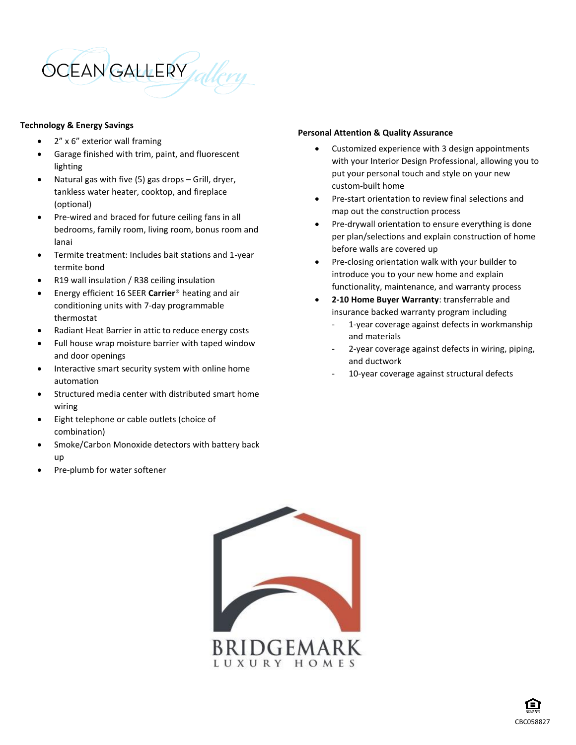OCEAN GALLERY

**Technology & Energy Savings**

- 2" x 6" exterior wall framing
- Garage finished with trim, paint, and fluorescent lighting
- Natural gas with five (5) gas drops – Grill, dryer, tankless water heater, cooktop, and fireplace (optional)
- Pre-wired and braced for future ceiling fans in all bedrooms, family room, living room, bonus room and lanai
- Termite treatment: Includes bait stations and 1-year termite bond
- R19 wall insulation / R38 ceiling insulation
- Energy efficient 16 SEER **Carrier**® heating and air conditioning units with 7-day programmable thermostat
- Radiant Heat Barrier in attic to reduce energy costs
- Full house wrap moisture barrier with taped window and door openings
- Interactive smart security system with online home automation
- Structured media center with distributed smart home wiring
- Eight telephone or cable outlets (choice of combination)
- Smoke/Carbon Monoxide detectors with battery back up
- Pre-plumb for water softener

**Personal Attention & Quality Assurance**

- Customized experience with 3 design appointments with your Interior Design Professional, allowing you to put your personal touch and style on your new custom-built home
- Pre-start orientation to review final selections and map out the construction process
- Pre-drywall orientation to ensure everything is done per plan/selections and explain construction of home before walls are covered up
- Pre-closing orientation walk with your builder to introduce you to your new home and explain functionality, maintenance, and warranty process
- **2-10 Home Buyer Warranty**: transferrable and insurance backed warranty program including
  - 1-year coverage against defects in workmanship and materials
  - 2-year coverage against defects in wiring, piping, and ductwork
  - 10-year coverage against structural defects

BRIDGEMARK
LUXURY HOMES

CBC058827